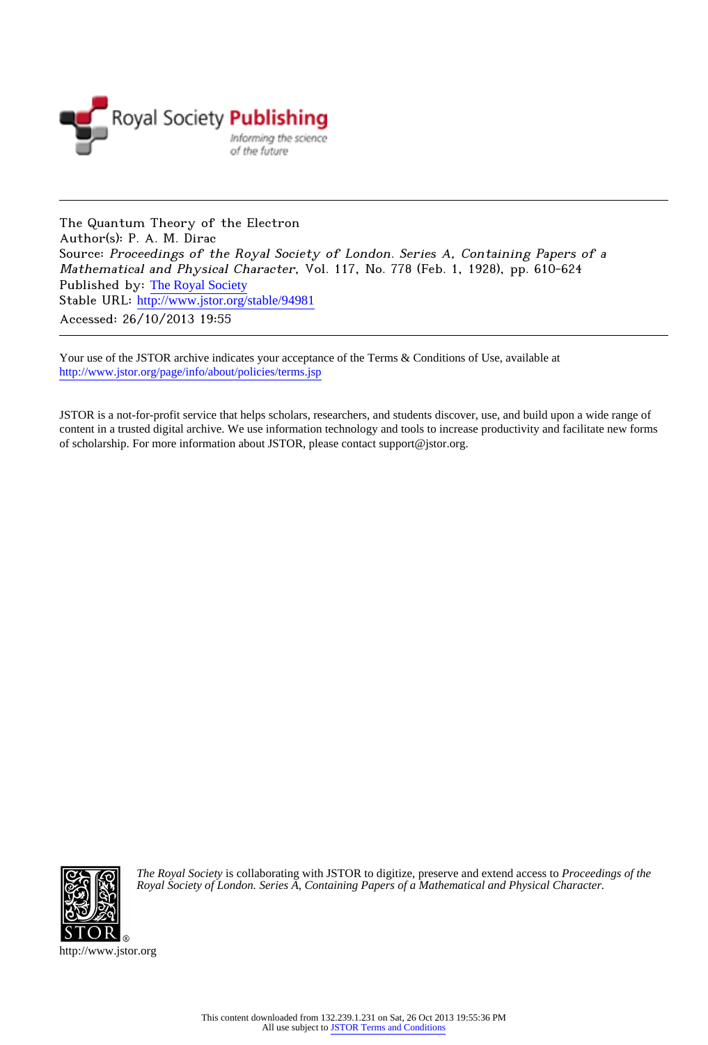The Quantum Theory of the Electron
Author(s): P. A. M. Dirac
Source: *Proceedings of the Royal Society of London. Series A, Containing Papers of a Mathematical and Physical Character*, Vol. 117, No. 778 (Feb. 1, 1928), pp. 610-624
Published by: The Royal Society
Stable URL: http://www.jstor.org/stable/94981
Accessed: 26/10/2013 19:55

Your use of the JSTOR archive indicates your acceptance of the Terms & Conditions of Use, available at
http://www.jstor.org/page/info/about/policies/terms.jsp

JSTOR is a not-for-profit service that helps scholars, researchers, and students discover, use, and build upon a wide range of content in a trusted digital archive. We use information technology and tools to increase productivity and facilitate new forms of scholarship. For more information about JSTOR, please contact support@jstor.org.

*The Royal Society* is collaborating with JSTOR to digitize, preserve and extend access to *Proceedings of the Royal Society of London. Series A, Containing Papers of a Mathematical and Physical Character.*

http://www.jstor.org

This content downloaded from 132.239.1.231 on Sat, 26 Oct 2013 19:55:36 PM
All use subject to JSTOR Terms and Conditions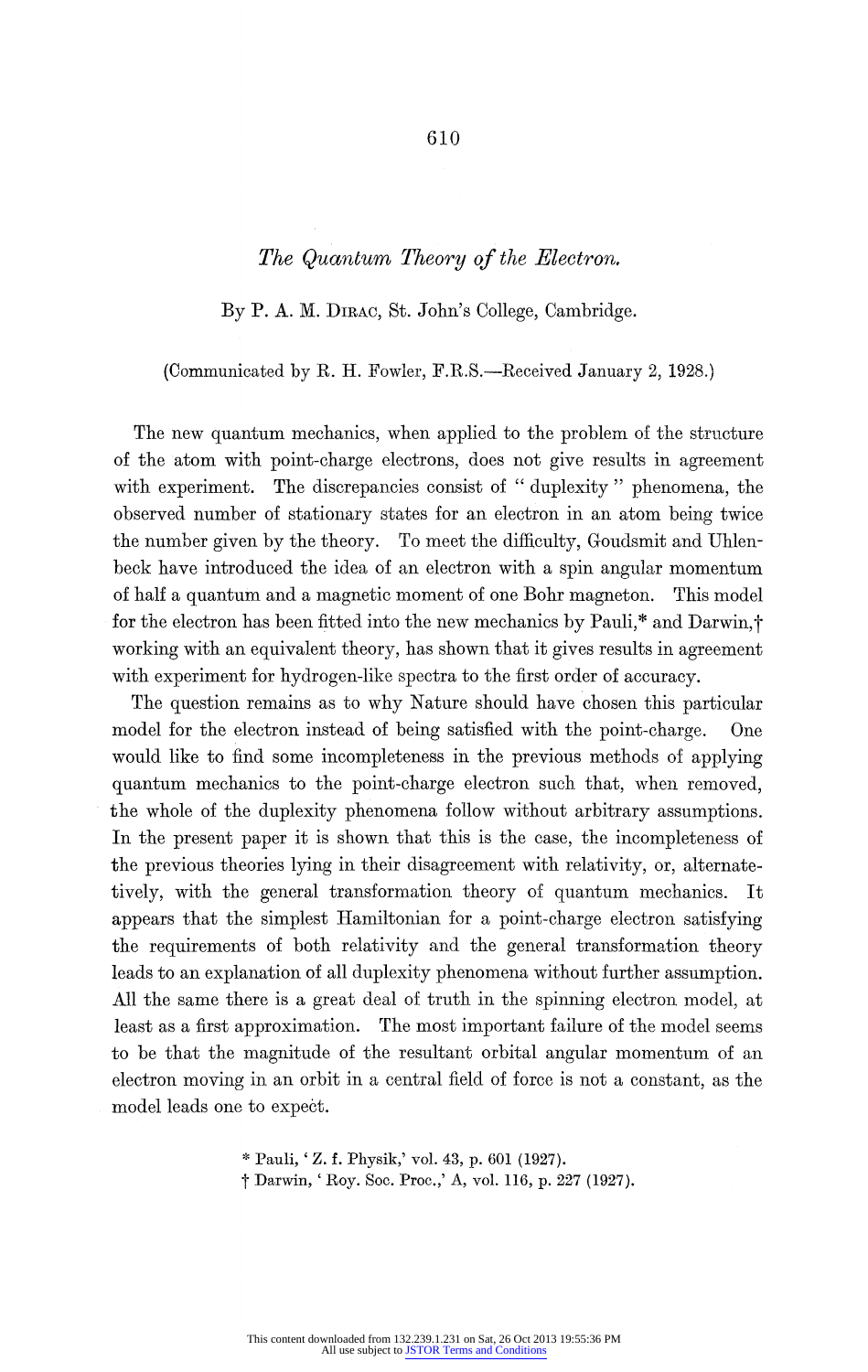# *The Quantum Theory of the Electron.*

By P. A. M. Dirac, St. John's College, Cambridge.

(Communicated by R. H. Fowler, F.R.S.—Received January 2, 1928.)

The new quantum mechanics, when applied to the problem of the structure of the atom with point-charge electrons, does not give results in agreement with experiment. The discrepancies consist of " duplexity " phenomena, the observed number of stationary states for an electron in an atom being twice the number given by the theory. To meet the difficulty, Goudsmit and Uhlenbeck have introduced the idea of an electron with a spin angular momentum of half a quantum and a magnetic moment of one Bohr magneton. This model for the electron has been fitted into the new mechanics by Pauli,* and Darwin,† working with an equivalent theory, has shown that it gives results in agreement with experiment for hydrogen-like spectra to the first order of accuracy.

The question remains as to why Nature should have chosen this particular model for the electron instead of being satisfied with the point-charge. One would like to find some incompleteness in the previous methods of applying quantum mechanics to the point-charge electron such that, when removed, the whole of the duplexity phenomena follow without arbitrary assumptions. In the present paper it is shown that this is the case, the incompleteness of the previous theories lying in their disagreement with relativity, or, alternatetively, with the general transformation theory of quantum mechanics. It appears that the simplest Hamiltonian for a point-charge electron satisfying the requirements of both relativity and the general transformation theory leads to an explanation of all duplexity phenomena without further assumption. All the same there is a great deal of truth in the spinning electron model, at least as a first approximation. The most important failure of the model seems to be that the magnitude of the resultant orbital angular momentum of an electron moving in an orbit in a central field of force is not a constant, as the model leads one to expect.

\* Pauli, 'Z. f. Physik,' vol. 43, p. 601 (1927).

† Darwin, 'Roy. Soc. Proc.,' A, vol. 116, p. 227 (1927).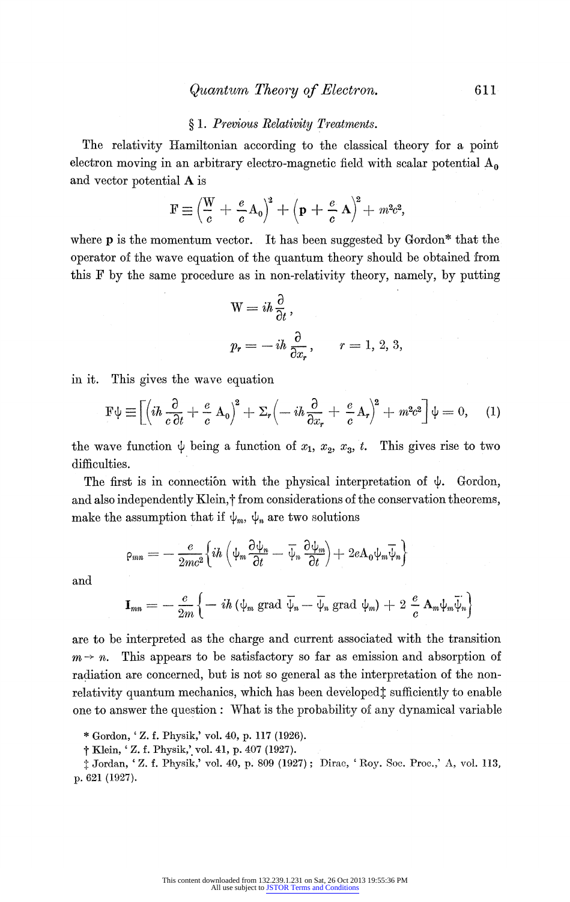## § 1. *Previous Relativity Treatments.*

The relativity Hamiltonian according to the classical theory for a point electron moving in an arbitrary electro-magnetic field with scalar potential $A_0$ and vector potential $\mathbf{A}$ is

$$F \equiv \left(\frac{W}{c} + \frac{e}{c} A_0\right)^2 + \left(\mathbf{p} + \frac{e}{c}\mathbf{A}\right)^2 + m^2c^2,$$

where $\mathbf{p}$ is the momentum vector. It has been suggested by Gordon* that the operator of the wave equation of the quantum theory should be obtained from this F by the same procedure as in non-relativity theory, namely, by putting

$$W = ih\frac{\partial}{\partial t},$$

$$p_r = -ih\frac{\partial}{\partial x_r}, \qquad r = 1, 2, 3,$$

in it. This gives the wave equation

$$F\psi \equiv \left[\left(ih\frac{\partial}{c\,\partial t} + \frac{e}{c}A_0\right)^2 + \Sigma_r\left(-ih\frac{\partial}{\partial x_r} + \frac{e}{c}A_r\right)^2 + m^2c^2\right]\psi = 0, \qquad (1)$$

the wave function $\psi$ being a function of $x_1$, $x_2$, $x_3$, $t$. This gives rise to two difficulties.

The first is in connection with the physical interpretation of $\psi$. Gordon, and also independently Klein,† from considerations of the conservation theorems, make the assumption that if $\psi_m$, $\psi_n$ are two solutions

$$\rho_{mn} = -\frac{e}{2mc^2}\left\{ih\left(\psi_m\frac{\partial\bar{\psi}_n}{\partial t} - \bar{\psi}_n\frac{\partial\psi_m}{\partial t}\right) + 2eA_0\psi_m\bar{\psi}_n\right\}$$

and

$$\mathbf{I}_{mn} = -\frac{e}{2m}\left\{-ih\left(\psi_m \operatorname{grad}\bar{\psi}_n - \bar{\psi}_n \operatorname{grad}\psi_m\right) + 2\frac{e}{c}\mathbf{A}_m\psi_m\bar{\psi}_n\right\}$$

are to be interpreted as the charge and current associated with the transition $m \to n$. This appears to be satisfactory so far as emission and absorption of radiation are concerned, but is not so general as the interpretation of the non-relativity quantum mechanics, which has been developed‡ sufficiently to enable one to answer the question: What is the probability of any dynamical variable

---

\* Gordon, 'Z. f. Physik,' vol. 40, p. 117 (1926).

† Klein, 'Z. f. Physik,' vol. 41, p. 407 (1927).

‡ Jordan, 'Z. f. Physik,' vol. 40, p. 809 (1927); Dirac, 'Roy. Soc. Proc.,' A, vol. 113, p. 621 (1927).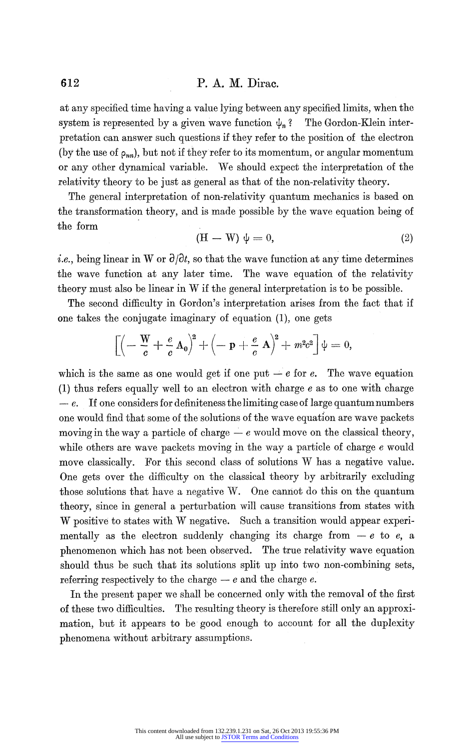at any specified time having a value lying between any specified limits, when the system is represented by a given wave function $\psi_n$? The Gordon-Klein interpretation can answer such questions if they refer to the position of the electron (by the use of $\rho_{nn}$), but not if they refer to its momentum, or angular momentum or any other dynamical variable. We should expect the interpretation of the relativity theory to be just as general as that of the non-relativity theory.

The general interpretation of non-relativity quantum mechanics is based on the transformation theory, and is made possible by the wave equation being of the form

$$(\mathrm{H} - \mathrm{W})\,\psi = 0, \tag{2}$$

*i.e.*, being linear in W or $\partial/\partial t$, so that the wave function at any time determines the wave function at any later time. The wave equation of the relativity theory must also be linear in W if the general interpretation is to be possible.

The second difficulty in Gordon's interpretation arises from the fact that if one takes the conjugate imaginary of equation (1), one gets

$$\left[\left(-\frac{\mathrm{W}}{c} + \frac{e}{c}\,\mathrm{A}_0\right)^2 + \left(-\,\mathbf{p} + \frac{e}{c}\,\mathbf{A}\right)^2 + m^2c^2\right]\psi = 0,$$

which is the same as one would get if one put $-e$ for $e$. The wave equation (1) thus refers equally well to an electron with charge $e$ as to one with charge $-e$. If one considers for definiteness the limiting case of large quantum numbers one would find that some of the solutions of the wave equation are wave packets moving in the way a particle of charge $-e$ would move on the classical theory, while others are wave packets moving in the way a particle of charge $e$ would move classically. For this second class of solutions W has a negative value. One gets over the difficulty on the classical theory by arbitrarily excluding those solutions that have a negative W. One cannot do this on the quantum theory, since in general a perturbation will cause transitions from states with W positive to states with W negative. Such a transition would appear experimentally as the electron suddenly changing its charge from $-e$ to $e$, a phenomenon which has not been observed. The true relativity wave equation should thus be such that its solutions split up into two non-combining sets, referring respectively to the charge $-e$ and the charge $e$.

In the present paper we shall be concerned only with the removal of the first of these two difficulties. The resulting theory is therefore still only an approximation, but it appears to be good enough to account for all the duplexity phenomena without arbitrary assumptions.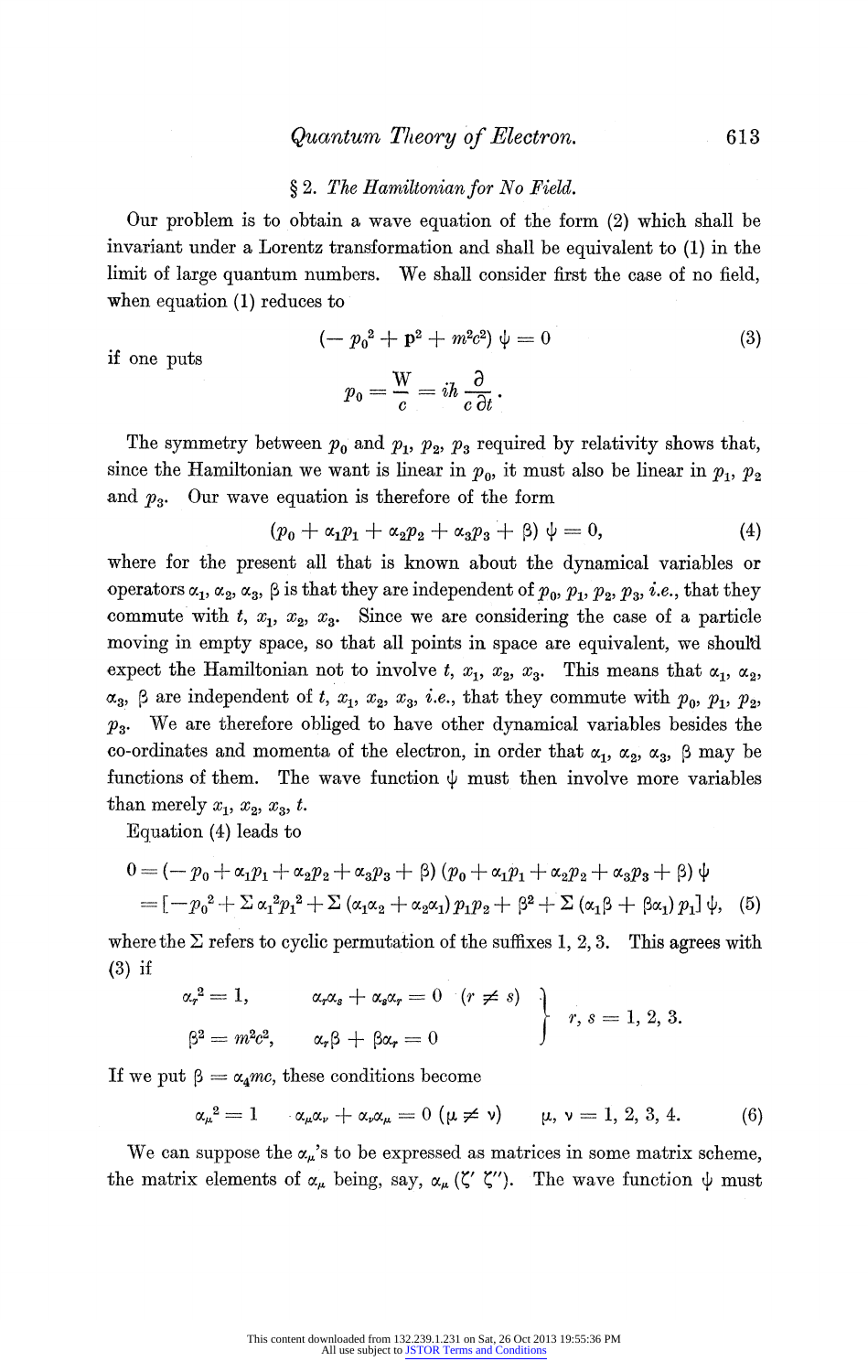### § 2. *The Hamiltonian for No Field.*

Our problem is to obtain a wave equation of the form (2) which shall be invariant under a Lorentz transformation and shall be equivalent to (1) in the limit of large quantum numbers. We shall consider first the case of no field, when equation (1) reduces to

$$(-p_0^2 + \mathbf{p}^2 + m^2c^2)\,\psi = 0 \tag{3}$$

if one puts

$$p_0 = \frac{W}{c} = ih\frac{\partial}{c\,\partial t}.$$

The symmetry between $p_0$ and $p_1$, $p_2$, $p_3$ required by relativity shows that, since the Hamiltonian we want is linear in $p_0$, it must also be linear in $p_1$, $p_2$ and $p_3$. Our wave equation is therefore of the form

$$(p_0 + \alpha_1 p_1 + \alpha_2 p_2 + \alpha_3 p_3 + \beta)\,\psi = 0, \tag{4}$$

where for the present all that is known about the dynamical variables or operators $\alpha_1$, $\alpha_2$, $\alpha_3$, $\beta$ is that they are independent of $p_0$, $p_1$, $p_2$, $p_3$, *i.e.*, that they commute with $t$, $x_1$, $x_2$, $x_3$. Since we are considering the case of a particle moving in empty space, so that all points in space are equivalent, we should expect the Hamiltonian not to involve $t$, $x_1$, $x_2$, $x_3$. This means that $\alpha_1$, $\alpha_2$, $\alpha_3$, $\beta$ are independent of $t$, $x_1$, $x_2$, $x_3$, *i.e.*, that they commute with $p_0$, $p_1$, $p_2$, $p_3$. We are therefore obliged to have other dynamical variables besides the co-ordinates and momenta of the electron, in order that $\alpha_1$, $\alpha_2$, $\alpha_3$, $\beta$ may be functions of them. The wave function $\psi$ must then involve more variables than merely $x_1$, $x_2$, $x_3$, $t$.

Equation (4) leads to

$$\begin{aligned} 0 &= (-p_0 + \alpha_1 p_1 + \alpha_2 p_2 + \alpha_3 p_3 + \beta)(p_0 + \alpha_1 p_1 + \alpha_2 p_2 + \alpha_3 p_3 + \beta)\,\psi \\ &= [-p_0^2 + \Sigma\,\alpha_1^2 p_1^2 + \Sigma\,(\alpha_1\alpha_2 + \alpha_2\alpha_1)\,p_1 p_2 + \beta^2 + \Sigma\,(\alpha_1\beta + \beta\alpha_1)\,p_1]\,\psi, \end{aligned} \tag{5}$$

where the $\Sigma$ refers to cyclic permutation of the suffixes 1, 2, 3. This agrees with (3) if

$$\left.\begin{aligned} &\alpha_r^2 = 1, \qquad \alpha_r\alpha_s + \alpha_s\alpha_r = 0 \quad (r \neq s) \\ &\beta^2 = m^2c^2, \qquad \alpha_r\beta + \beta\alpha_r = 0 \end{aligned}\right\} \quad r, s = 1, 2, 3.$$

If we put $\beta = \alpha_4 mc$, these conditions become

$$\alpha_\mu^2 = 1 \qquad \alpha_\mu\alpha_\nu + \alpha_\nu\alpha_\mu = 0 \;(\mu \neq \nu) \qquad \mu, \nu = 1, 2, 3, 4. \tag{6}$$

We can suppose the $\alpha_\mu$'s to be expressed as matrices in some matrix scheme, the matrix elements of $\alpha_\mu$ being, say, $\alpha_\mu(\zeta'\,\zeta'')$. The wave function $\psi$ must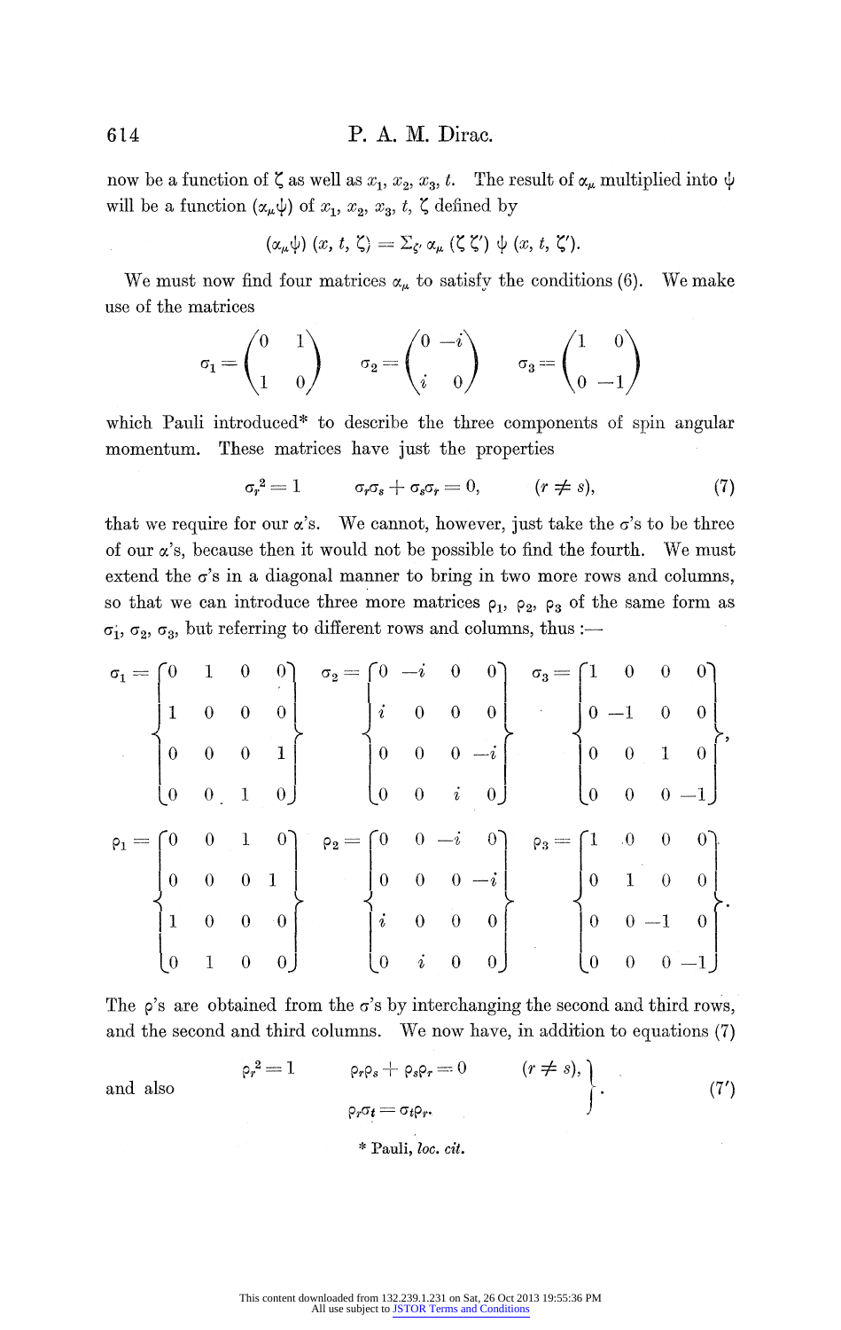now be a function of $\zeta$ as well as $x_1, x_2, x_3, t$. The result of $\alpha_\mu$ multiplied into $\psi$ will be a function $(\alpha_\mu \psi)$ of $x_1, x_2, x_3, t, \zeta$ defined by

$$(\alpha_\mu \psi)(x, t, \zeta) = \Sigma_{\zeta'} \alpha_\mu (\zeta \zeta') \psi (x, t, \zeta').$$

We must now find four matrices $\alpha_\mu$ to satisfy the conditions (6). We make use of the matrices

$$\sigma_1 = \begin{pmatrix} 0 & 1 \\ 1 & 0 \end{pmatrix} \qquad \sigma_2 = \begin{pmatrix} 0 & -i \\ i & 0 \end{pmatrix} \qquad \sigma_3 = \begin{pmatrix} 1 & 0 \\ 0 & -1 \end{pmatrix}$$

which Pauli introduced* to describe the three components of spin angular momentum. These matrices have just the properties

$$\sigma_r^2 = 1 \qquad \sigma_r \sigma_s + \sigma_s \sigma_r = 0, \qquad (r \neq s), \tag{7}$$

that we require for our $\alpha$'s. We cannot, however, just take the $\sigma$'s to be three of our $\alpha$'s, because then it would not be possible to find the fourth. We must extend the $\sigma$'s in a diagonal manner to bring in two more rows and columns, so that we can introduce three more matrices $\rho_1, \rho_2, \rho_3$ of the same form as $\sigma_1, \sigma_2, \sigma_3$, but referring to different rows and columns, thus :—

$$\sigma_1 = \begin{Bmatrix} 0 & 1 & 0 & 0 \\ 1 & 0 & 0 & 0 \\ 0 & 0 & 0 & 1 \\ 0 & 0 & 1 & 0 \end{Bmatrix} \quad \sigma_2 = \begin{Bmatrix} 0 & -i & 0 & 0 \\ i & 0 & 0 & 0 \\ 0 & 0 & 0 & -i \\ 0 & 0 & i & 0 \end{Bmatrix} \quad \sigma_3 = \begin{Bmatrix} 1 & 0 & 0 & 0 \\ 0 & -1 & 0 & 0 \\ 0 & 0 & 1 & 0 \\ 0 & 0 & 0 & -1 \end{Bmatrix},$$

$$\rho_1 = \begin{Bmatrix} 0 & 0 & 1 & 0 \\ 0 & 0 & 0 & 1 \\ 1 & 0 & 0 & 0 \\ 0 & 1 & 0 & 0 \end{Bmatrix} \quad \rho_2 = \begin{Bmatrix} 0 & 0 & -i & 0 \\ 0 & 0 & 0 & -i \\ i & 0 & 0 & 0 \\ 0 & i & 0 & 0 \end{Bmatrix} \quad \rho_3 = \begin{Bmatrix} 1 & 0 & 0 & 0 \\ 0 & 1 & 0 & 0 \\ 0 & 0 & -1 & 0 \\ 0 & 0 & 0 & -1 \end{Bmatrix}.$$

The $\rho$'s are obtained from the $\sigma$'s by interchanging the second and third rows, and the second and third columns. We now have, in addition to equations (7)

$$\text{and also} \qquad \left.\begin{aligned} \rho_r^2 = 1 \qquad \rho_r \rho_s + \rho_s \rho_r &= 0 \qquad (r \neq s), \\ \rho_r \sigma_t &= \sigma_t \rho_r. \end{aligned}\right\} \tag{7'}$$

\* Pauli, *loc. cit.*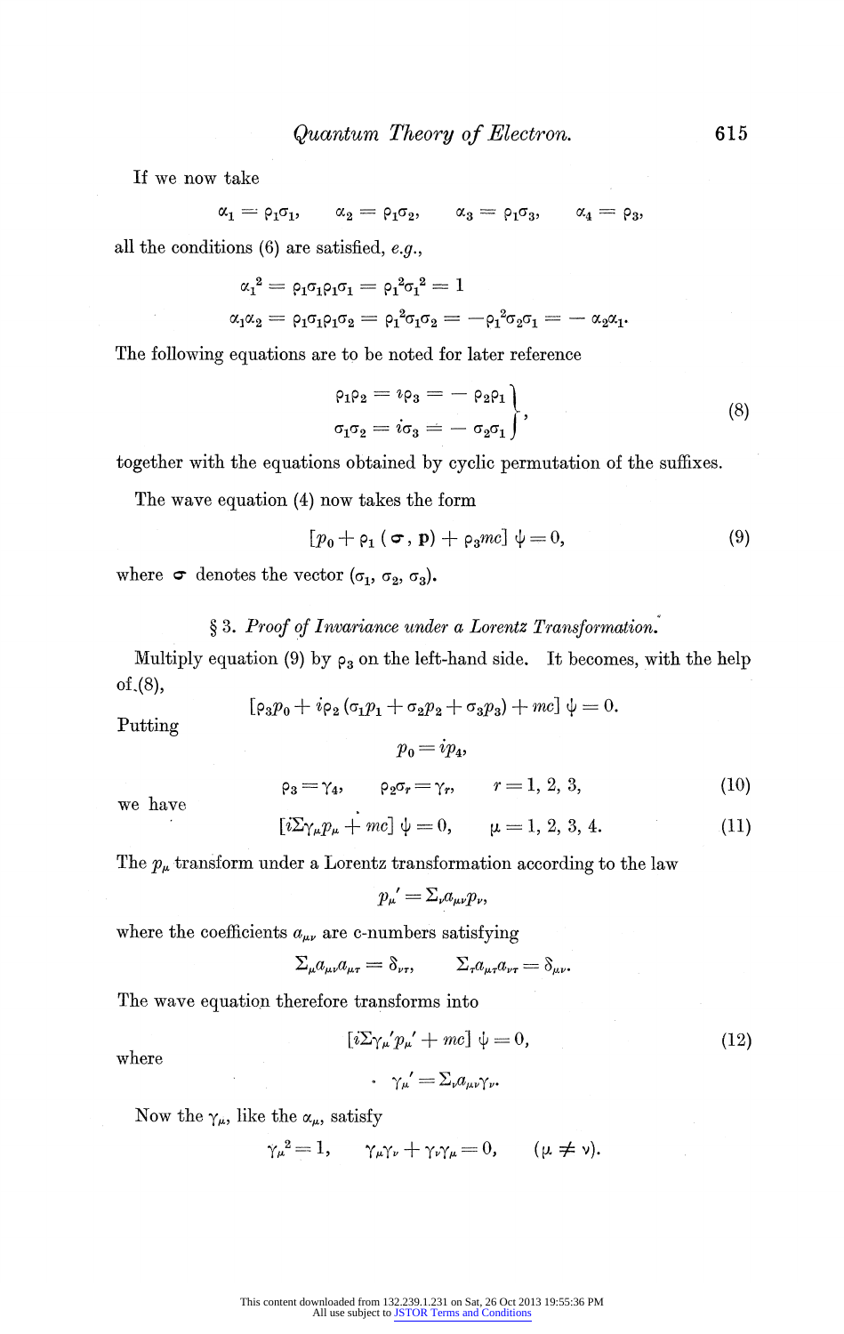If we now take

$$\alpha_1 = \rho_1\sigma_1, \qquad \alpha_2 = \rho_1\sigma_2, \qquad \alpha_3 = \rho_1\sigma_3, \qquad \alpha_4 = \rho_3,$$

all the conditions (6) are satisfied, *e.g.*,

$$\alpha_1{}^2 = \rho_1\sigma_1\rho_1\sigma_1 = \rho_1{}^2\sigma_1{}^2 = 1$$

$$\alpha_1\alpha_2 = \rho_1\sigma_1\rho_1\sigma_2 = \rho_1{}^2\sigma_1\sigma_2 = -\rho_1{}^2\sigma_2\sigma_1 = -\alpha_2\alpha_1.$$

The following equations are to be noted for later reference

$$\left.\begin{aligned} \rho_1\rho_2 = i\rho_3 = -\rho_2\rho_1 \\ \sigma_1\sigma_2 = i\sigma_3 = -\sigma_2\sigma_1 \end{aligned}\right\}, \tag{8}$$

together with the equations obtained by cyclic permutation of the suffixes.

The wave equation (4) now takes the form

$$[p_0 + \rho_1(\boldsymbol{\sigma}, \mathbf{p}) + \rho_3 mc]\,\psi = 0, \tag{9}$$

where $\boldsymbol{\sigma}$ denotes the vector $(\sigma_1, \sigma_2, \sigma_3)$.

## § 3. *Proof of Invariance under a Lorentz Transformation.*

Multiply equation (9) by $\rho_3$ on the left-hand side. It becomes, with the help of (8),

$$[\rho_3 p_0 + i\rho_2(\sigma_1 p_1 + \sigma_2 p_2 + \sigma_3 p_3) + mc]\,\psi = 0.$$

Putting

$$p_0 = ip_4,$$

$$\rho_3 = \gamma_4, \qquad \rho_2\sigma_r = \gamma_r, \qquad r = 1, 2, 3, \tag{10}$$

we have

$$[i\Sigma\gamma_\mu p_\mu + mc]\,\psi = 0, \qquad \mu = 1, 2, 3, 4. \tag{11}$$

The $p_\mu$ transform under a Lorentz transformation according to the law

$$p_\mu{}' = \Sigma_\nu a_{\mu\nu} p_\nu,$$

where the coefficients $a_{\mu\nu}$ are c-numbers satisfying

$$\Sigma_\mu a_{\mu\nu} a_{\mu\tau} = \delta_{\nu\tau}, \qquad \Sigma_\tau a_{\mu\tau} a_{\nu\tau} = \delta_{\mu\nu}.$$

The wave equation therefore transforms into

$$[i\Sigma\gamma_\mu{}' p_\mu{}' + mc]\,\psi = 0, \tag{12}$$

where

$$\gamma_\mu{}' = \Sigma_\nu a_{\mu\nu}\gamma_\nu.$$

Now the $\gamma_\mu$, like the $\alpha_\mu$, satisfy

$$\gamma_\mu{}^2 = 1, \qquad \gamma_\mu\gamma_\nu + \gamma_\nu\gamma_\mu = 0, \qquad (\mu \neq \nu).$$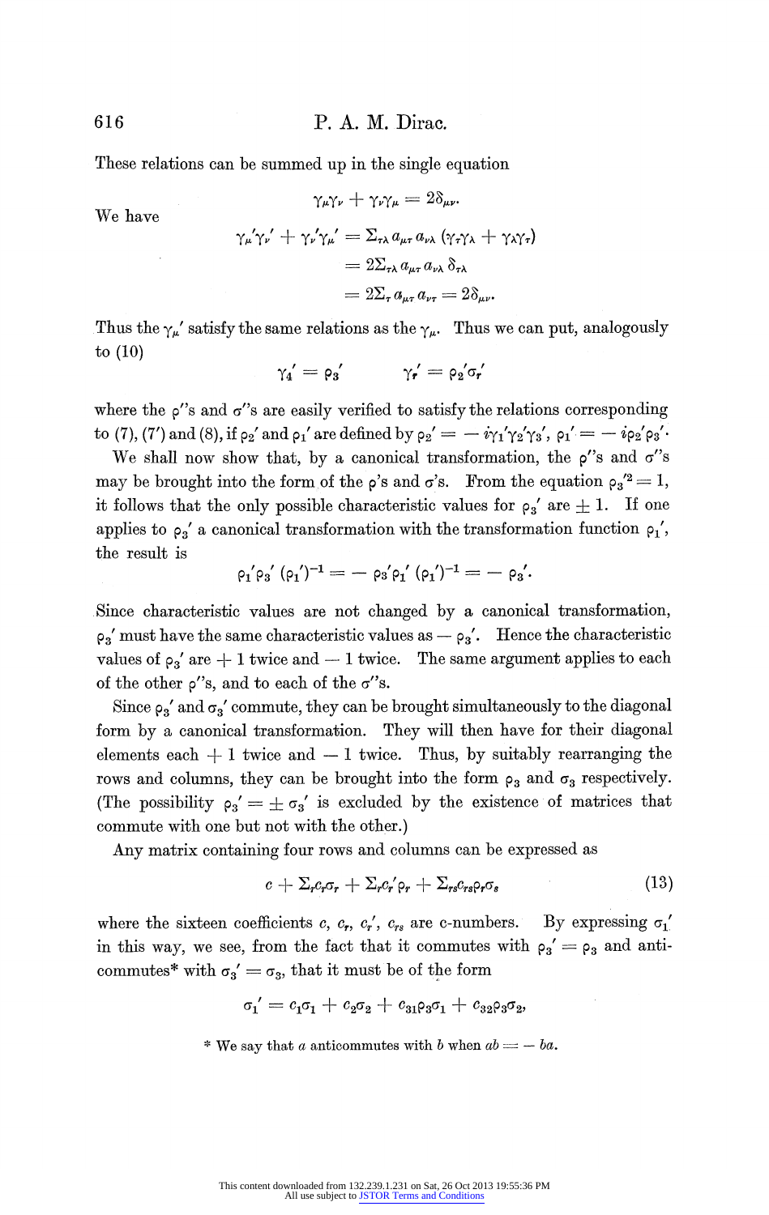These relations can be summed up in the single equation

$$\gamma_\mu \gamma_\nu + \gamma_\nu \gamma_\mu = 2\delta_{\mu\nu}.$$

We have

$$\begin{aligned}
\gamma_\mu' \gamma_\nu' + \gamma_\nu' \gamma_\mu' &= \Sigma_{\tau\lambda}\, a_{\mu\tau}\, a_{\nu\lambda}\, (\gamma_\tau \gamma_\lambda + \gamma_\lambda \gamma_\tau) \\
&= 2\Sigma_{\tau\lambda}\, a_{\mu\tau}\, a_{\nu\lambda}\, \delta_{\tau\lambda} \\
&= 2\Sigma_\tau\, a_{\mu\tau}\, a_{\nu\tau} = 2\delta_{\mu\nu}.
\end{aligned}$$

Thus the $\gamma_\mu'$ satisfy the same relations as the $\gamma_\mu$. Thus we can put, analogously to (10)

$$\gamma_4' = \rho_3' \qquad \gamma_r' = \rho_2' \sigma_r'$$

where the $\rho'$'s and $\sigma'$'s are easily verified to satisfy the relations corresponding to (7), (7') and (8), if $\rho_2'$ and $\rho_1'$ are defined by $\rho_2' = -i\gamma_1'\gamma_2'\gamma_3'$, $\rho_1' = -i\rho_2'\rho_3'$.

We shall now show that, by a canonical transformation, the $\rho'$'s and $\sigma'$'s may be brought into the form of the $\rho$'s and $\sigma$'s. From the equation $\rho_3'^2 = 1$, it follows that the only possible characteristic values for $\rho_3'$ are $\pm 1$. If one applies to $\rho_3'$ a canonical transformation with the transformation function $\rho_1'$, the result is

$$\rho_1' \rho_3' (\rho_1')^{-1} = -\rho_3' \rho_1' (\rho_1')^{-1} = -\rho_3'.$$

Since characteristic values are not changed by a canonical transformation, $\rho_3'$ must have the same characteristic values as $-\rho_3'$. Hence the characteristic values of $\rho_3'$ are $+1$ twice and $-1$ twice. The same argument applies to each of the other $\rho'$'s, and to each of the $\sigma'$'s.

Since $\rho_3'$ and $\sigma_3'$ commute, they can be brought simultaneously to the diagonal form by a canonical transformation. They will then have for their diagonal elements each $+1$ twice and $-1$ twice. Thus, by suitably rearranging the rows and columns, they can be brought into the form $\rho_3$ and $\sigma_3$ respectively. (The possibility $\rho_3' = \pm \sigma_3'$ is excluded by the existence of matrices that commute with one but not with the other.)

Any matrix containing four rows and columns can be expressed as

$$c + \Sigma_r c_r \sigma_r + \Sigma_r c_r' \rho_r + \Sigma_{rs} c_{rs} \rho_r \sigma_s \tag{13}$$

where the sixteen coefficients $c$, $c_r$, $c_r'$, $c_{rs}$ are c-numbers. By expressing $\sigma_1'$ in this way, we see, from the fact that it commutes with $\rho_3' = \rho_3$ and anticommutes* with $\sigma_3' = \sigma_3$, that it must be of the form

$$\sigma_1' = c_1 \sigma_1 + c_2 \sigma_2 + c_{31} \rho_3 \sigma_1 + c_{32} \rho_3 \sigma_2,$$

\* We say that $a$ anticommutes with $b$ when $ab = -ba$.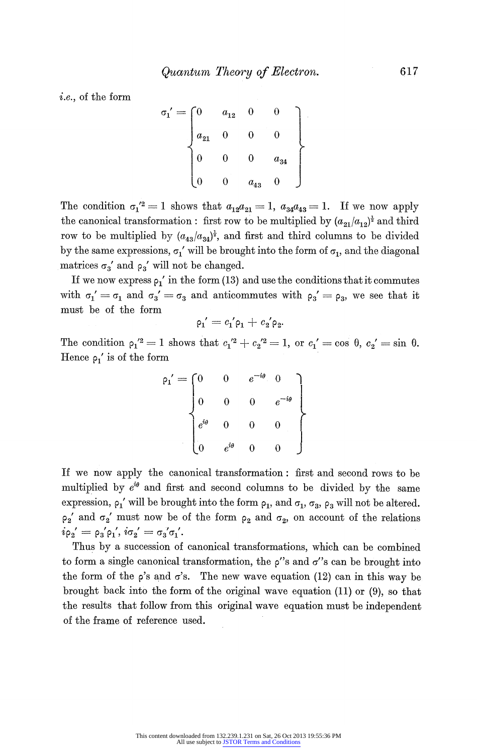*i.e.*, of the form

$$\sigma_1' = \begin{Bmatrix} 0 & a_{12} & 0 & 0 \\ a_{21} & 0 & 0 & 0 \\ 0 & 0 & 0 & a_{34} \\ 0 & 0 & a_{43} & 0 \end{Bmatrix}$$

The condition $\sigma_1'^2 = 1$ shows that $a_{12}a_{21} = 1$, $a_{34}a_{43} = 1$. If we now apply the canonical transformation : first row to be multiplied by $(a_{21}/a_{12})^{\frac{1}{2}}$ and third row to be multiplied by $(a_{43}/a_{34})^{\frac{1}{2}}$, and first and third columns to be divided by the same expressions, $\sigma_1'$ will be brought into the form of $\sigma_1$, and the diagonal matrices $\sigma_3'$ and $\rho_3'$ will not be changed.

If we now express $\rho_1'$ in the form (13) and use the conditions that it commutes with $\sigma_1' = \sigma_1$ and $\sigma_3' = \sigma_3$ and anticommutes with $\rho_3' = \rho_3$, we see that it must be of the form

$$\rho_1' = c_1'\rho_1 + c_2'\rho_2.$$

The condition $\rho_1'^2 = 1$ shows that $c_1'^2 + c_2'^2 = 1$, or $c_1' = \cos\theta$, $c_2' = \sin\theta$. Hence $\rho_1'$ is of the form

$$\rho_1' = \begin{Bmatrix} 0 & 0 & e^{-i\theta} & 0 \\ 0 & 0 & 0 & e^{-i\theta} \\ e^{i\theta} & 0 & 0 & 0 \\ 0 & e^{i\theta} & 0 & 0 \end{Bmatrix}$$

If we now apply the canonical transformation : first and second rows to be multiplied by $e^{i\theta}$ and first and second columns to be divided by the same expression, $\rho_1'$ will be brought into the form $\rho_1$, and $\sigma_1$, $\sigma_3$, $\rho_3$ will not be altered. $\rho_2'$ and $\sigma_2'$ must now be of the form $\rho_2$ and $\sigma_2$, on account of the relations $i\rho_2' = \rho_3'\rho_1'$, $i\sigma_2' = \sigma_3'\sigma_1'$.

Thus by a succession of canonical transformations, which can be combined to form a single canonical transformation, the $\rho'$'s and $\sigma'$'s can be brought into the form of the $\rho$'s and $\sigma$'s. The new wave equation (12) can in this way be brought back into the form of the original wave equation (11) or (9), so that the results that follow from this original wave equation must be independent of the frame of reference used.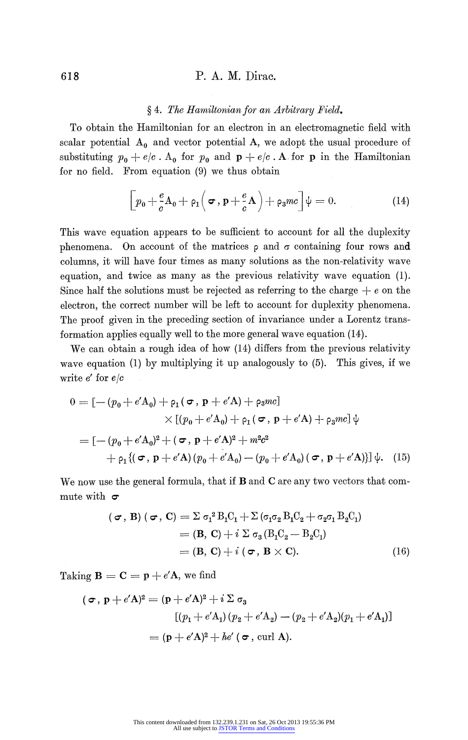## § 4. *The Hamiltonian for an Arbitrary Field.*

To obtain the Hamiltonian for an electron in an electromagnetic field with scalar potential $A_0$ and vector potential $\mathbf{A}$, we adopt the usual procedure of substituting $p_0 + e/c \,.\, A_0$ for $p_0$ and $\mathbf{p} + e/c \,.\, \mathbf{A}$ for $\mathbf{p}$ in the Hamiltonian for no field. From equation (9) we thus obtain

$$\left[p_0 + \frac{e}{c} A_0 + \rho_1 \left( \boldsymbol{\sigma}, \mathbf{p} + \frac{e}{c} \mathbf{A} \right) + \rho_3 mc \right] \psi = 0. \tag{14}$$

This wave equation appears to be sufficient to account for all the duplexity phenomena. On account of the matrices $\rho$ and $\sigma$ containing four rows and columns, it will have four times as many solutions as the non-relativity wave equation, and twice as many as the previous relativity wave equation (1). Since half the solutions must be rejected as referring to the charge $+ e$ on the electron, the correct number will be left to account for duplexity phenomena. The proof given in the preceding section of invariance under a Lorentz transformation applies equally well to the more general wave equation (14).

We can obtain a rough idea of how (14) differs from the previous relativity wave equation (1) by multiplying it up analogously to (5). This gives, if we write $e'$ for $e/c$

$$\begin{aligned} 0 &= [-(p_0 + e'A_0) + \rho_1 (\boldsymbol{\sigma}, \mathbf{p} + e'\mathbf{A}) + \rho_3 mc] \\ &\qquad \times [(p_0 + e'A_0) + \rho_1 (\boldsymbol{\sigma}, \mathbf{p} + e'\mathbf{A}) + \rho_3 mc] \, \psi \\ &= [-(p_0 + e'A_0)^2 + (\boldsymbol{\sigma}, \mathbf{p} + e'\mathbf{A})^2 + m^2c^2 \\ &\qquad + \rho_1 \{(\boldsymbol{\sigma}, \mathbf{p} + e'\mathbf{A})(p_0 + e'A_0) - (p_0 + e'A_0)(\boldsymbol{\sigma}, \mathbf{p} + e'\mathbf{A})\}] \, \psi. \end{aligned} \tag{15}$$

We now use the general formula, that if $\mathbf{B}$ and $\mathbf{C}$ are any two vectors that commute with $\boldsymbol{\sigma}$

$$\begin{aligned} (\boldsymbol{\sigma}, \mathbf{B})(\boldsymbol{\sigma}, \mathbf{C}) &= \Sigma \, \sigma_1^2 B_1 C_1 + \Sigma \, (\sigma_1 \sigma_2 B_1 C_2 + \sigma_2 \sigma_1 B_2 C_1) \\ &= (\mathbf{B}, \mathbf{C}) + i \, \Sigma \, \sigma_3 (B_1 C_2 - B_2 C_1) \\ &= (\mathbf{B}, \mathbf{C}) + i \, (\boldsymbol{\sigma}, \mathbf{B} \times \mathbf{C}). \end{aligned} \tag{16}$$

Taking $\mathbf{B} = \mathbf{C} = \mathbf{p} + e'\mathbf{A}$, we find

$$\begin{aligned} (\boldsymbol{\sigma}, \mathbf{p} + e'\mathbf{A})^2 &= (\mathbf{p} + e'\mathbf{A})^2 + i \, \Sigma \, \sigma_3 \\ &\qquad [(p_1 + e'A_1)(p_2 + e'A_2) - (p_2 + e'A_2)(p_1 + e'A_1)] \\ &= (\mathbf{p} + e'\mathbf{A})^2 + he' \, (\boldsymbol{\sigma}, \operatorname{curl} \mathbf{A}). \end{aligned}$$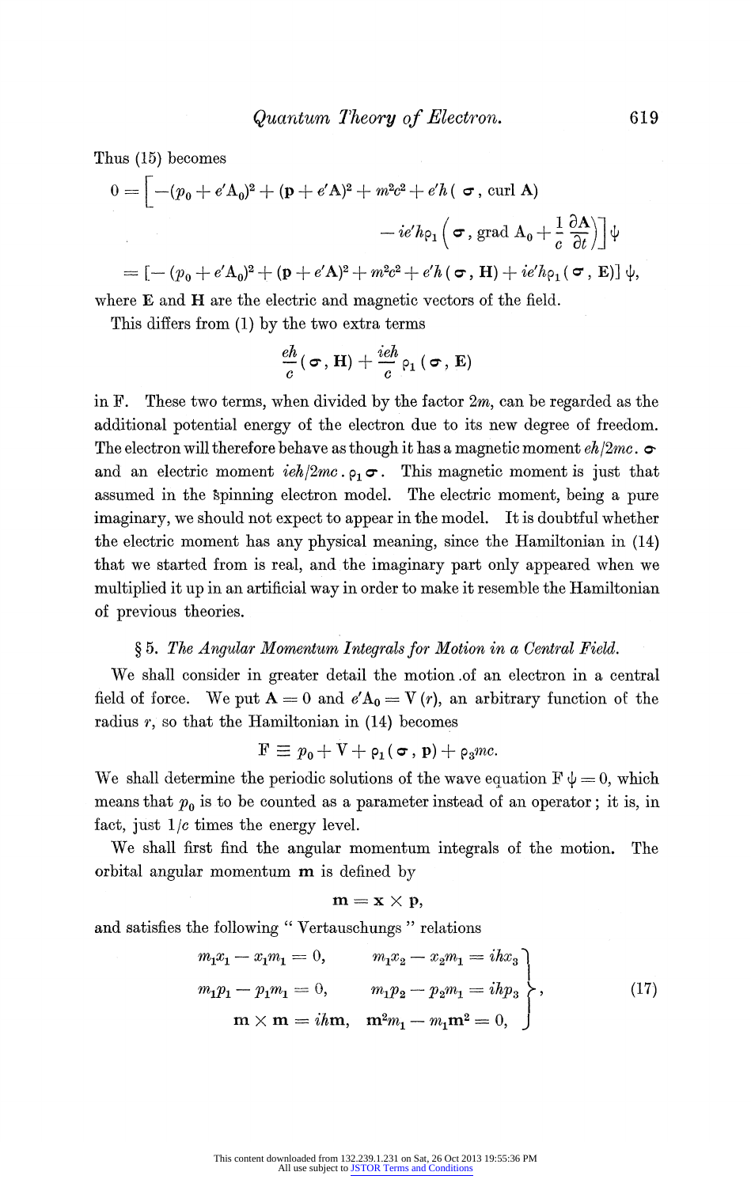Thus (15) becomes

$$0 = \Big[ -(p_0 + e'\mathrm{A}_0)^2 + (\mathbf{p} + e'\mathbf{A})^2 + m^2c^2 + e'h\,(\boldsymbol{\sigma}, \operatorname{curl} \mathbf{A}) - ie'h\rho_1\left(\boldsymbol{\sigma}, \operatorname{grad} \mathrm{A}_0 + \frac{1}{c}\frac{\partial \mathbf{A}}{\partial t}\right)\Big] \psi$$

$$= [-(p_0 + e'\mathrm{A}_0)^2 + (\mathbf{p} + e'\mathbf{A})^2 + m^2c^2 + e'h\,(\boldsymbol{\sigma}, \mathbf{H}) + ie'h\rho_1(\boldsymbol{\sigma}, \mathbf{E})]\,\psi,$$

where $\mathbf{E}$ and $\mathbf{H}$ are the electric and magnetic vectors of the field.

This differs from (1) by the two extra terms

$$\frac{eh}{c}(\boldsymbol{\sigma}, \mathbf{H}) + \frac{ieh}{c}\rho_1(\boldsymbol{\sigma}, \mathbf{E})$$

in F. These two terms, when divided by the factor $2m$, can be regarded as the additional potential energy of the electron due to its new degree of freedom. The electron will therefore behave as though it has a magnetic moment $eh/2mc \,.\, \boldsymbol{\sigma}$ and an electric moment $ieh/2mc \,.\, \rho_1 \boldsymbol{\sigma}$. This magnetic moment is just that assumed in the spinning electron model. The electric moment, being a pure imaginary, we should not expect to appear in the model. It is doubtful whether the electric moment has any physical meaning, since the Hamiltonian in (14) that we started from is real, and the imaginary part only appeared when we multiplied it up in an artificial way in order to make it resemble the Hamiltonian of previous theories.

## § 5. *The Angular Momentum Integrals for Motion in a Central Field.*

We shall consider in greater detail the motion of an electron in a central field of force. We put $\mathbf{A} = 0$ and $e'\mathrm{A}_0 = \mathrm{V}(r)$, an arbitrary function of the radius $r$, so that the Hamiltonian in (14) becomes

$$\mathrm{F} \equiv p_0 + \mathrm{V} + \rho_1(\boldsymbol{\sigma}, \mathbf{p}) + \rho_3 mc.$$

We shall determine the periodic solutions of the wave equation $\mathrm{F}\,\psi = 0$, which means that $p_0$ is to be counted as a parameter instead of an operator; it is, in fact, just $1/c$ times the energy level.

We shall first find the angular momentum integrals of the motion. The orbital angular momentum $\mathbf{m}$ is defined by

$$\mathbf{m} = \mathbf{x} \times \mathbf{p},$$

and satisfies the following " Vertauschungs " relations

$$\left.\begin{aligned} m_1x_1 - x_1m_1 = 0, \qquad & m_1x_2 - x_2m_1 = ihx_3 \\ m_1p_1 - p_1m_1 = 0, \qquad & m_1p_2 - p_2m_1 = ihp_3 \\ \mathbf{m} \times \mathbf{m} = ih\mathbf{m}, \quad & \mathbf{m}^2m_1 - m_1\mathbf{m}^2 = 0, \end{aligned}\right\}, \tag{17}$$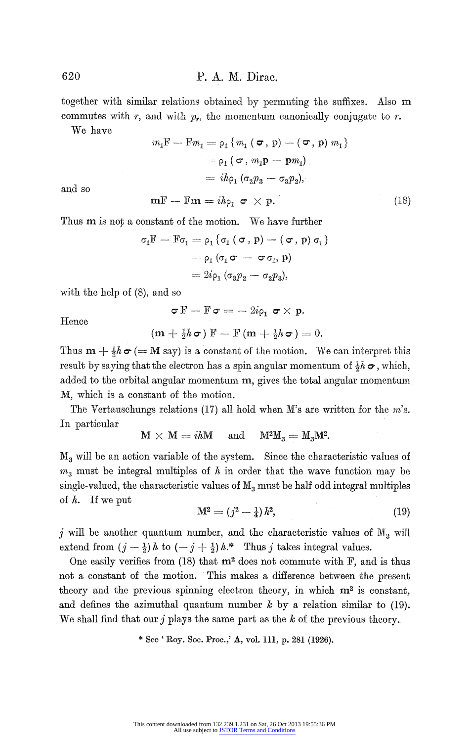together with similar relations obtained by permuting the suffixes. Also $\mathbf{m}$ commutes with $r$, and with $p_r$, the momentum canonically conjugate to $r$.

We have

$$m_1 \mathrm{F} - \mathrm{F} m_1 = \rho_1 \{ m_1 (\boldsymbol{\sigma}, \mathbf{p}) - (\boldsymbol{\sigma}, \mathbf{p}) m_1 \}$$

$$= \rho_1 (\boldsymbol{\sigma}, m_1 \mathbf{p} - \mathbf{p} m_1)$$

$$= i h \rho_1 (\sigma_2 p_3 - \sigma_3 p_2),$$

and so

$$\mathbf{m}\mathrm{F} - \mathrm{F}\mathbf{m} = i h \rho_1 \, \boldsymbol{\sigma} \times \mathbf{p}. \tag{18}$$

Thus $\mathbf{m}$ is not a constant of the motion. We have further

$$\sigma_1 \mathrm{F} - \mathrm{F} \sigma_1 = \rho_1 \{ \sigma_1 (\boldsymbol{\sigma}, \mathbf{p}) - (\boldsymbol{\sigma}, \mathbf{p}) \sigma_1 \}$$

$$= \rho_1 (\sigma_1 \boldsymbol{\sigma} - \boldsymbol{\sigma} \sigma_1, \mathbf{p})$$

$$= 2 i \rho_1 (\sigma_3 p_2 - \sigma_2 p_3),$$

with the help of (8), and so

$$\boldsymbol{\sigma} \mathrm{F} - \mathrm{F} \boldsymbol{\sigma} = -2 i \rho_1 \, \boldsymbol{\sigma} \times \mathbf{p}.$$

Hence

$$(\mathbf{m} + \tfrac{1}{2} h \boldsymbol{\sigma}) \mathrm{F} - \mathrm{F} (\mathbf{m} + \tfrac{1}{2} h \boldsymbol{\sigma}) = 0.$$

Thus $\mathbf{m} + \frac{1}{2} h \boldsymbol{\sigma}$ ($= \mathbf{M}$ say) is a constant of the motion. We can interpret this result by saying that the electron has a spin angular momentum of $\frac{1}{2} h \boldsymbol{\sigma}$, which, added to the orbital angular momentum $\mathbf{m}$, gives the total angular momentum $\mathbf{M}$, which is a constant of the motion.

The Vertauschungs relations (17) all hold when M's are written for the $m$'s. In particular

$$\mathbf{M} \times \mathbf{M} = i h \mathbf{M} \quad \text{and} \quad \mathbf{M}^2 \mathrm{M}_3 = \mathrm{M}_3 \mathbf{M}^2.$$

$\mathrm{M}_3$ will be an action variable of the system. Since the characteristic values of $m_3$ must be integral multiples of $h$ in order that the wave function may be single-valued, the characteristic values of $\mathrm{M}_3$ must be half odd integral multiples of $h$. If we put

$$\mathbf{M}^2 = (j^2 - \tfrac{1}{4}) h^2, \tag{19}$$

$j$ will be another quantum number, and the characteristic values of $\mathrm{M}_3$ will extend from $(j - \frac{1}{2}) h$ to $(-j + \frac{1}{2}) h$.* Thus $j$ takes integral values.

One easily verifies from (18) that $\mathbf{m}^2$ does not commute with F, and is thus not a constant of the motion. This makes a difference between the present theory and the previous spinning electron theory, in which $\mathbf{m}^2$ is constant, and defines the azimuthal quantum number $k$ by a relation similar to (19). We shall find that our $j$ plays the same part as the $k$ of the previous theory.

\* See 'Roy. Soc. Proc.,' A, vol. 111, p. 281 (1926).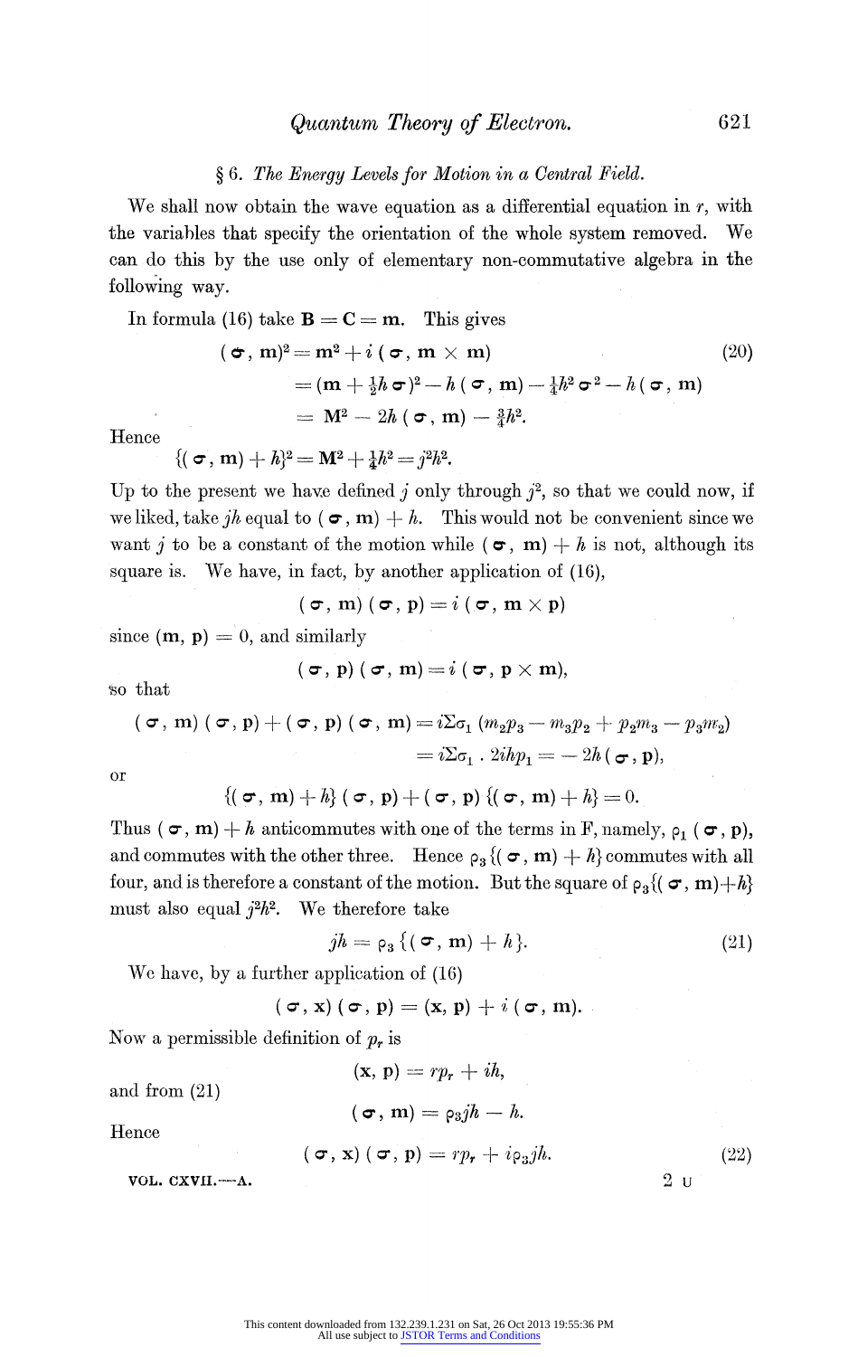### § 6. *The Energy Levels for Motion in a Central Field.*

We shall now obtain the wave equation as a differential equation in $r$, with the variables that specify the orientation of the whole system removed. We can do this by the use only of elementary non-commutative algebra in the following way.

In formula (16) take $\mathbf{B} = \mathbf{C} = \mathbf{m}$. This gives

$$
\begin{aligned}
(\boldsymbol{\sigma}, \mathbf{m})^2 &= \mathbf{m}^2 + i\,(\boldsymbol{\sigma}, \mathbf{m} \times \mathbf{m}) \qquad (20)\\
&= (\mathbf{m} + \tfrac{1}{2}h\,\boldsymbol{\sigma})^2 - h\,(\boldsymbol{\sigma}, \mathbf{m}) - \tfrac{1}{4}h^2\,\boldsymbol{\sigma}^2 - h\,(\boldsymbol{\sigma}, \mathbf{m})\\
&= \mathbf{M}^2 - 2h\,(\boldsymbol{\sigma}, \mathbf{m}) - \tfrac{3}{4}h^2.
\end{aligned}
$$

Hence

$$\{(\boldsymbol{\sigma}, \mathbf{m}) + h\}^2 = \mathbf{M}^2 + \tfrac{1}{4}h^2 = j^2h^2.$$

Up to the present we have defined $j$ only through $j^2$, so that we could now, if we liked, take $jh$ equal to $(\boldsymbol{\sigma}, \mathbf{m}) + h$. This would not be convenient since we want $j$ to be a constant of the motion while $(\boldsymbol{\sigma}, \mathbf{m}) + h$ is not, although its square is. We have, in fact, by another application of (16),

$$(\boldsymbol{\sigma}, \mathbf{m})\,(\boldsymbol{\sigma}, \mathbf{p}) = i\,(\boldsymbol{\sigma}, \mathbf{m} \times \mathbf{p})$$

since $(\mathbf{m}, \mathbf{p}) = 0$, and similarly

$$(\boldsymbol{\sigma}, \mathbf{p})\,(\boldsymbol{\sigma}, \mathbf{m}) = i\,(\boldsymbol{\sigma}, \mathbf{p} \times \mathbf{m}),$$

so that

$$
\begin{aligned}
(\boldsymbol{\sigma}, \mathbf{m})\,(\boldsymbol{\sigma}, \mathbf{p}) + (\boldsymbol{\sigma}, \mathbf{p})\,(\boldsymbol{\sigma}, \mathbf{m}) &= i\Sigma\sigma_1\,(m_2p_3 - m_3p_2 + p_2m_3 - p_3m_2)\\
&= i\Sigma\sigma_1\,.\,2ihp_1 = -2h\,(\boldsymbol{\sigma}, \mathbf{p}),
\end{aligned}
$$

or

$$\{(\boldsymbol{\sigma}, \mathbf{m}) + h\}\,(\boldsymbol{\sigma}, \mathbf{p}) + (\boldsymbol{\sigma}, \mathbf{p})\,\{(\boldsymbol{\sigma}, \mathbf{m}) + h\} = 0.$$

Thus $(\boldsymbol{\sigma}, \mathbf{m}) + h$ anticommutes with one of the terms in F, namely, $\rho_1\,(\boldsymbol{\sigma}, \mathbf{p})$, and commutes with the other three. Hence $\rho_3\,\{(\boldsymbol{\sigma}, \mathbf{m}) + h\}$ commutes with all four, and is therefore a constant of the motion. But the square of $\rho_3\{(\boldsymbol{\sigma}, \mathbf{m}) + h\}$ must also equal $j^2h^2$. We therefore take

$$jh = \rho_3\,\{(\boldsymbol{\sigma}, \mathbf{m}) + h\}. \qquad (21)$$

We have, by a further application of (16)

$$(\boldsymbol{\sigma}, \mathbf{x})\,(\boldsymbol{\sigma}, \mathbf{p}) = (\mathbf{x}, \mathbf{p}) + i\,(\boldsymbol{\sigma}, \mathbf{m}).$$

Now a permissible definition of $p_r$ is

$$(\mathbf{x}, \mathbf{p}) = rp_r + ih,$$

and from (21)

$$(\boldsymbol{\sigma}, \mathbf{m}) = \rho_3 jh - h.$$

Hence

$$(\boldsymbol{\sigma}, \mathbf{x})\,(\boldsymbol{\sigma}, \mathbf{p}) = rp_r + i\rho_3 jh. \qquad (22)$$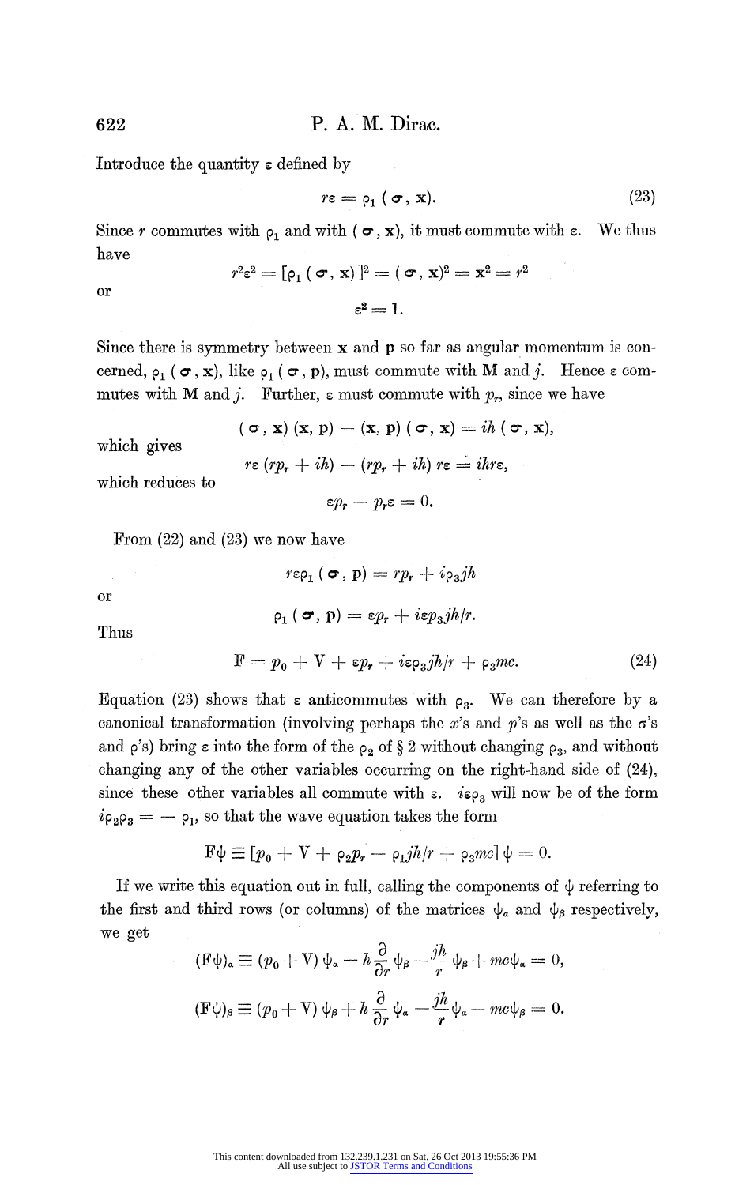Introduce the quantity $\varepsilon$ defined by

$$r\varepsilon = \rho_1 (\boldsymbol{\sigma}, \mathbf{x}). \tag{23}$$

Since $r$ commutes with $\rho_1$ and with $(\boldsymbol{\sigma}, \mathbf{x})$, it must commute with $\varepsilon$. We thus have

$$r^2\varepsilon^2 = [\rho_1 (\boldsymbol{\sigma}, \mathbf{x})]^2 = (\boldsymbol{\sigma}, \mathbf{x})^2 = \mathbf{x}^2 = r^2$$

or

$$\varepsilon^2 = 1.$$

Since there is symmetry between $\mathbf{x}$ and $\mathbf{p}$ so far as angular momentum is concerned, $\rho_1 (\boldsymbol{\sigma}, \mathbf{x})$, like $\rho_1 (\boldsymbol{\sigma}, \mathbf{p})$, must commute with $\mathbf{M}$ and $j$. Hence $\varepsilon$ commutes with $\mathbf{M}$ and $j$. Further, $\varepsilon$ must commute with $p_r$, since we have

$$(\boldsymbol{\sigma}, \mathbf{x}) (\mathbf{x}, \mathbf{p}) - (\mathbf{x}, \mathbf{p}) (\boldsymbol{\sigma}, \mathbf{x}) = ih (\boldsymbol{\sigma}, \mathbf{x}),$$

which gives

$$r\varepsilon (rp_r + ih) - (rp_r + ih) r\varepsilon = ihr\varepsilon,$$

which reduces to

$$\varepsilon p_r - p_r \varepsilon = 0.$$

From (22) and (23) we now have

$$r\varepsilon\rho_1 (\boldsymbol{\sigma}, \mathbf{p}) = rp_r + i\rho_3 jh$$

or

$$\rho_1 (\boldsymbol{\sigma}, \mathbf{p}) = \varepsilon p_r + i\varepsilon\rho_3 jh/r.$$

Thus

$$\mathrm{F} = p_0 + \mathrm{V} + \varepsilon p_r + i\varepsilon\rho_3 jh/r + \rho_3 mc. \tag{24}$$

Equation (23) shows that $\varepsilon$ anticommutes with $\rho_3$. We can therefore by a canonical transformation (involving perhaps the $x$'s and $p$'s as well as the $\sigma$'s and $\rho$'s) bring $\varepsilon$ into the form of the $\rho_2$ of § 2 without changing $\rho_3$, and without changing any of the other variables occurring on the right-hand side of (24), since these other variables all commute with $\varepsilon$. $i\varepsilon\rho_3$ will now be of the form $i\rho_2\rho_3 = -\rho_1$, so that the wave equation takes the form

$$\mathrm{F}\psi \equiv [p_0 + \mathrm{V} + \rho_2 p_r - \rho_1 jh/r + \rho_3 mc] \psi = 0.$$

If we write this equation out in full, calling the components of $\psi$ referring to the first and third rows (or columns) of the matrices $\psi_\alpha$ and $\psi_\beta$ respectively, we get

$$(\mathrm{F}\psi)_\alpha \equiv (p_0 + \mathrm{V}) \psi_\alpha - h \frac{\partial}{\partial r} \psi_\beta - \frac{jh}{r} \psi_\beta + mc\psi_\alpha = 0,$$

$$(\mathrm{F}\psi)_\beta \equiv (p_0 + \mathrm{V}) \psi_\beta + h \frac{\partial}{\partial r} \psi_\alpha - \frac{jh}{r} \psi_\alpha - mc\psi_\beta = 0.$$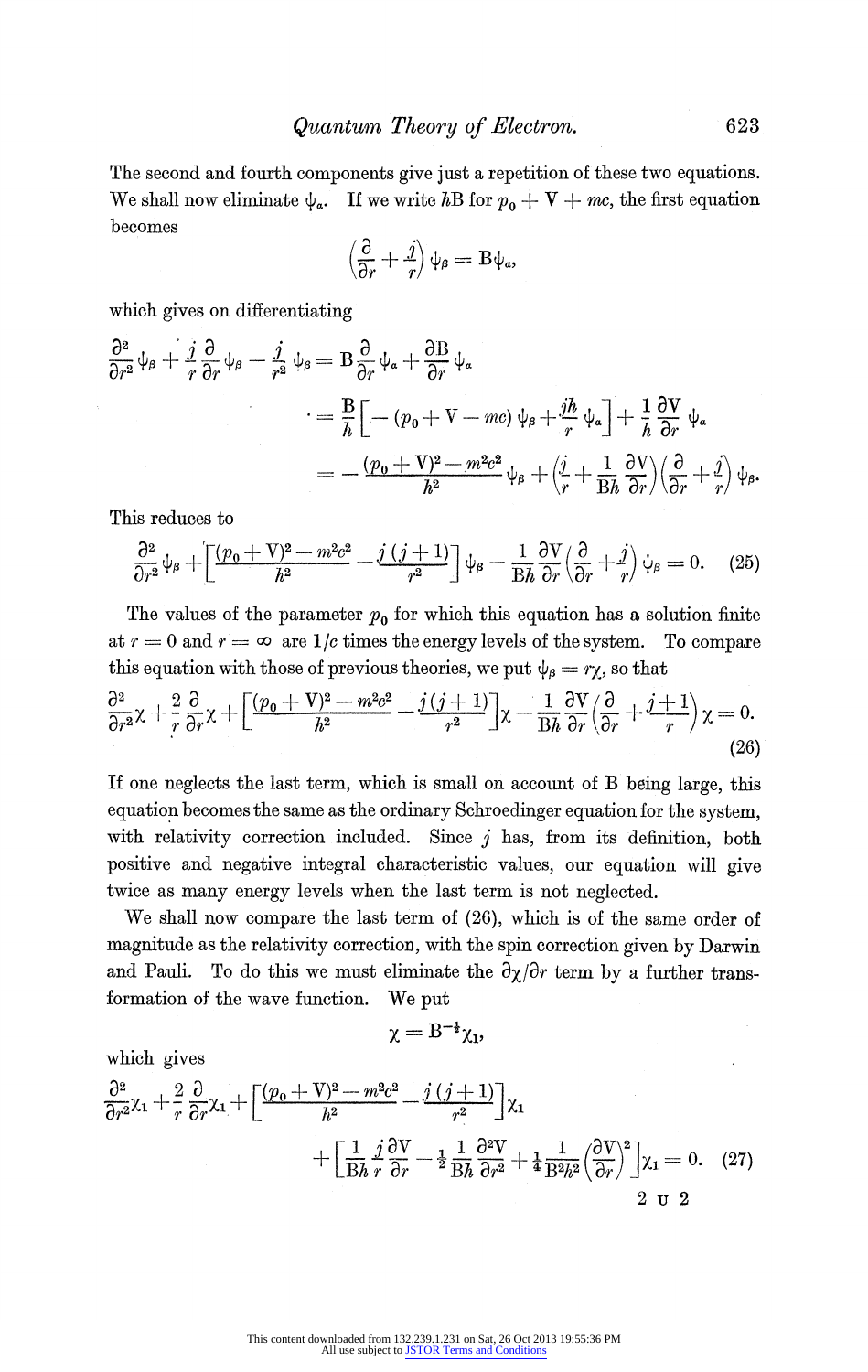The second and fourth components give just a repetition of these two equations. We shall now eliminate $\psi_\alpha$. If we write $h\mathrm{B}$ for $p_0 + \mathrm{V} + mc$, the first equation becomes

$$\left(\frac{\partial}{\partial r} + \frac{j}{r}\right)\psi_\beta = \mathrm{B}\psi_\alpha,$$

which gives on differentiating

$$\begin{aligned}
\frac{\partial^2}{\partial r^2}\psi_\beta + \frac{j}{r}\frac{\partial}{\partial r}\psi_\beta - \frac{j}{r^2}\psi_\beta &= \mathrm{B}\frac{\partial}{\partial r}\psi_\alpha + \frac{\partial \mathrm{B}}{\partial r}\psi_\alpha \\
&= \frac{\mathrm{B}}{h}\left[-(p_0 + \mathrm{V} - mc)\psi_\beta + \frac{jh}{r}\psi_\alpha\right] + \frac{1}{h}\frac{\partial \mathrm{V}}{\partial r}\psi_\alpha \\
&= -\frac{(p_0 + \mathrm{V})^2 - m^2c^2}{h^2}\psi_\beta + \left(\frac{j}{r} + \frac{1}{\mathrm{B}h}\frac{\partial \mathrm{V}}{\partial r}\right)\left(\frac{\partial}{\partial r} + \frac{j}{r}\right)\psi_\beta.
\end{aligned}$$

This reduces to

$$\frac{\partial^2}{\partial r^2}\psi_\beta + \left[\frac{(p_0 + \mathrm{V})^2 - m^2c^2}{h^2} - \frac{j(j+1)}{r^2}\right]\psi_\beta - \frac{1}{\mathrm{B}h}\frac{\partial \mathrm{V}}{\partial r}\left(\frac{\partial}{\partial r} + \frac{j}{r}\right)\psi_\beta = 0. \tag{25}$$

The values of the parameter $p_0$ for which this equation has a solution finite at $r = 0$ and $r = \infty$ are $1/c$ times the energy levels of the system. To compare this equation with those of previous theories, we put $\psi_\beta = r\chi$, so that

$$\frac{\partial^2}{\partial r^2}\chi + \frac{2}{r}\frac{\partial}{\partial r}\chi + \left[\frac{(p_0 + \mathrm{V})^2 - m^2c^2}{h^2} - \frac{j(j+1)}{r^2}\right]\chi - \frac{1}{\mathrm{B}h}\frac{\partial \mathrm{V}}{\partial r}\left(\frac{\partial}{\partial r} + \frac{j+1}{r}\right)\chi = 0. \tag{26}$$

If one neglects the last term, which is small on account of B being large, this equation becomes the same as the ordinary Schroedinger equation for the system, with relativity correction included. Since $j$ has, from its definition, both positive and negative integral characteristic values, our equation will give twice as many energy levels when the last term is not neglected.

We shall now compare the last term of (26), which is of the same order of magnitude as the relativity correction, with the spin correction given by Darwin and Pauli. To do this we must eliminate the $\partial\chi/\partial r$ term by a further transformation of the wave function. We put

$$\chi = \mathrm{B}^{-\frac{1}{2}}\chi_1,$$

which gives

$$\frac{\partial^2}{\partial r^2}\chi_1 + \frac{2}{r}\frac{\partial}{\partial r}\chi_1 + \left[\frac{(p_0 + \mathrm{V})^2 - m^2c^2}{h^2} - \frac{j(j+1)}{r^2}\right]\chi_1 + \left[\frac{1}{\mathrm{B}h}\frac{j}{r}\frac{\partial \mathrm{V}}{\partial r} - \frac{1}{2}\frac{1}{\mathrm{B}h}\frac{\partial^2 \mathrm{V}}{\partial r^2} + \frac{1}{4}\frac{1}{\mathrm{B}^2h^2}\left(\frac{\partial \mathrm{V}}{\partial r}\right)^2\right]\chi_1 = 0. \tag{27}$$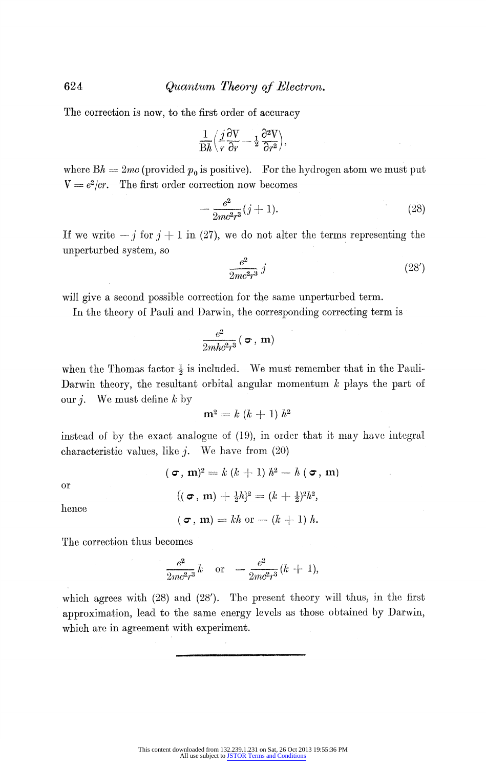The correction is now, to the first order of accuracy

$$\frac{1}{\mathrm{B}h}\left(\frac{j}{r}\frac{\partial \mathrm{V}}{\partial r}-\tfrac{1}{2}\frac{\partial^2 \mathrm{V}}{\partial r^2}\right),$$

where $\mathrm{B}h = 2mc$ (provided $p_0$ is positive). For the hydrogen atom we must put $\mathrm{V} = e^2/cr$. The first order correction now becomes

$$-\frac{e^2}{2mc^2r^3}(j+1). \tag{28}$$

If we write $-j$ for $j+1$ in (27), we do not alter the terms representing the unperturbed system, so

$$\frac{e^2}{2mc^2r^3}\,j \tag{28'}$$

will give a second possible correction for the same unperturbed term.

In the theory of Pauli and Darwin, the corresponding correcting term is

$$\frac{e^2}{2mhc^2r^3}(\boldsymbol{\sigma},\,\mathbf{m})$$

when the Thomas factor $\frac{1}{2}$ is included. We must remember that in the Pauli-Darwin theory, the resultant orbital angular momentum $k$ plays the part of our $j$. We must define $k$ by

$$\mathbf{m}^2 = k\,(k+1)\,h^2$$

instead of by the exact analogue of (19), in order that it may have integral characteristic values, like $j$. We have from (20)

$$(\boldsymbol{\sigma},\,\mathbf{m})^2 = k\,(k+1)\,h^2 - h\,(\boldsymbol{\sigma},\,\mathbf{m})$$

or

$$\{(\boldsymbol{\sigma},\,\mathbf{m}) + \tfrac{1}{2}h\}^2 = (k+\tfrac{1}{2})^2h^2,$$

hence

$$(\boldsymbol{\sigma},\,\mathbf{m}) = kh \text{ or } -(k+1)\,h.$$

The correction thus becomes

$$\frac{e^2}{2mc^2r^3}\,k \quad \text{or} \quad -\frac{e^2}{2mc^2r^3}(k+1),$$

which agrees with (28) and (28′). The present theory will thus, in the first approximation, lead to the same energy levels as those obtained by Darwin, which are in agreement with experiment.